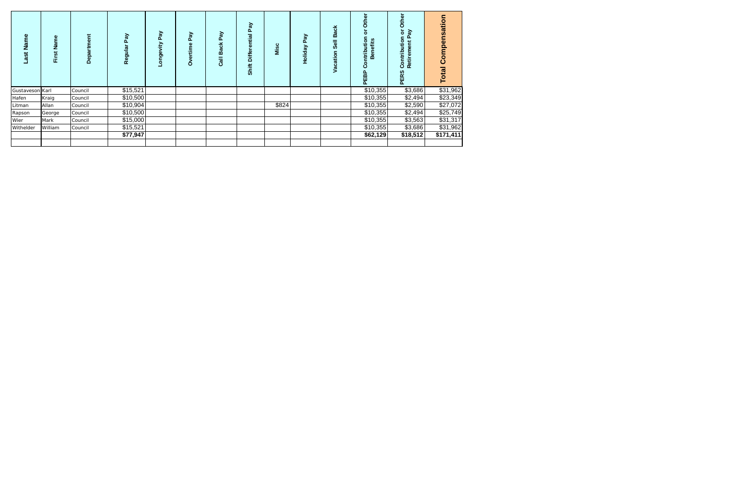| Last Name | First Name | Department | Regular Pay | Longevity Pay | Overtime Pay | Call Back Pay | Shift Differential Pay | Misc | Holiday Pay | Vacation Sell Back | PEBP Contribution or Other Benefits | PERS Contribution or Other Retirement Pay | Total Compensation |
|---|---|---|---|---|---|---|---|---|---|---|---|---|---|
| Gustaveson | Karl | Council | $15,521 | | | | | | | | $10,355 | $3,686 | $31,962 |
| Hafen | Kraig | Council | $10,500 | | | | | | | | $10,355 | $2,494 | $23,349 |
| Litman | Allan | Council | $10,904 | | | | | $824 | | | $10,355 | $2,590 | $27,072 |
| Rapson | George | Council | $10,500 | | | | | | | | $10,355 | $2,494 | $25,749 |
| Wier | Mark | Council | $15,000 | | | | | | | | $10,355 | $3,563 | $31,317 |
| Withelder | William | Council | $15,521 | | | | | | | | $10,355 | $3,686 | $31,962 |
| | | | **$77,947** | | | | | | | | **$62,129** | **$18,512** | **$171,411** |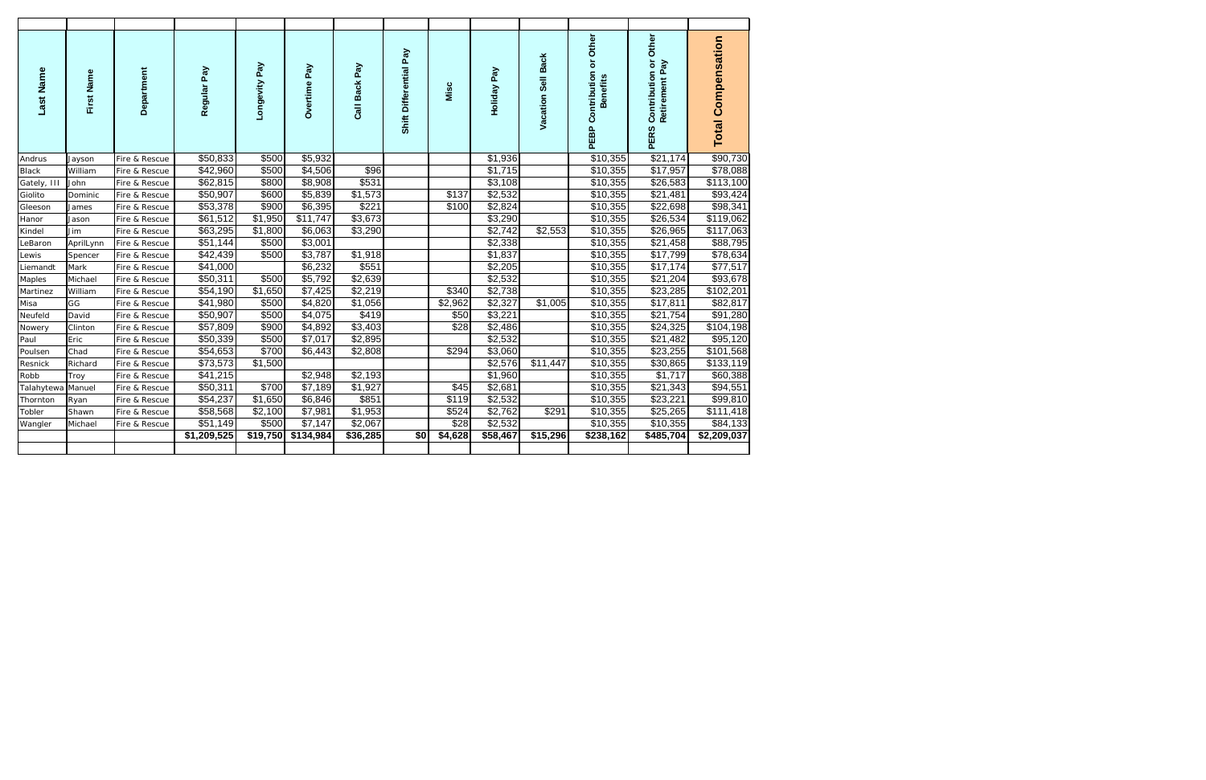| Last Name | First Name | Department | Regular Pay | Longevity Pay | Overtime Pay | Call Back Pay | Shift Differential Pay | Misc | Holiday Pay | Vacation Sell Back | PEBP Contribution or Other Benefits | PERS Contribution or Other Retirement Pay | Total Compensation |
|---|---|---|---|---|---|---|---|---|---|---|---|---|---|
| Andrus | Jayson | Fire & Rescue | $50,833 | $500 | $5,932 | | | | $1,936 | | $10,355 | $21,174 | $90,730 |
| Black | William | Fire & Rescue | $42,960 | $500 | $4,506 | $96 | | | $1,715 | | $10,355 | $17,957 | $78,088 |
| Gately, III | John | Fire & Rescue | $62,815 | $800 | $8,908 | $531 | | | $3,108 | | $10,355 | $26,583 | $113,100 |
| Giolito | Dominic | Fire & Rescue | $50,907 | $600 | $5,839 | $1,573 | | $137 | $2,532 | | $10,355 | $21,481 | $93,424 |
| Gleeson | James | Fire & Rescue | $53,378 | $900 | $6,395 | $221 | | $100 | $2,824 | | $10,355 | $22,698 | $98,341 |
| Hanor | Jason | Fire & Rescue | $61,512 | $1,950 | $11,747 | $3,673 | | | $3,290 | | $10,355 | $26,534 | $119,062 |
| Kindel | Jim | Fire & Rescue | $63,295 | $1,800 | $6,063 | $3,290 | | | $2,742 | $2,553 | $10,355 | $26,965 | $117,063 |
| LeBaron | AprilLynn | Fire & Rescue | $51,144 | $500 | $3,001 | | | | $2,338 | | $10,355 | $21,458 | $88,795 |
| Lewis | Spencer | Fire & Rescue | $42,439 | $500 | $3,787 | $1,918 | | | $1,837 | | $10,355 | $17,799 | $78,634 |
| Liemandt | Mark | Fire & Rescue | $41,000 | | $6,232 | $551 | | | $2,205 | | $10,355 | $17,174 | $77,517 |
| Maples | Michael | Fire & Rescue | $50,311 | $500 | $5,792 | $2,639 | | | $2,532 | | $10,355 | $21,204 | $93,678 |
| Martinez | William | Fire & Rescue | $54,190 | $1,650 | $7,425 | $2,219 | | $340 | $2,738 | | $10,355 | $23,285 | $102,201 |
| Misa | GG | Fire & Rescue | $41,980 | $500 | $4,820 | $1,056 | | $2,962 | $2,327 | $1,005 | $10,355 | $17,811 | $82,817 |
| Neufeld | David | Fire & Rescue | $50,907 | $500 | $4,075 | $419 | | $50 | $3,221 | | $10,355 | $21,754 | $91,280 |
| Nowery | Clinton | Fire & Rescue | $57,809 | $900 | $4,892 | $3,403 | | $28 | $2,486 | | $10,355 | $24,325 | $104,198 |
| Paul | Eric | Fire & Rescue | $50,339 | $500 | $7,017 | $2,895 | | | $2,532 | | $10,355 | $21,482 | $95,120 |
| Poulsen | Chad | Fire & Rescue | $54,653 | $700 | $6,443 | $2,808 | | $294 | $3,060 | | $10,355 | $23,255 | $101,568 |
| Resnick | Richard | Fire & Rescue | $73,573 | $1,500 | | | | | $2,576 | $11,447 | $10,355 | $30,865 | $133,119 |
| Robb | Troy | Fire & Rescue | $41,215 | | $2,948 | $2,193 | | | $1,960 | | $10,355 | $1,717 | $60,388 |
| Talahytewa | Manuel | Fire & Rescue | $50,311 | $700 | $7,189 | $1,927 | | $45 | $2,681 | | $10,355 | $21,343 | $94,551 |
| Thornton | Ryan | Fire & Rescue | $54,237 | $1,650 | $6,846 | $851 | | $119 | $2,532 | | $10,355 | $23,221 | $99,810 |
| Tobler | Shawn | Fire & Rescue | $58,568 | $2,100 | $7,981 | $1,953 | | $524 | $2,762 | $291 | $10,355 | $25,265 | $111,418 |
| Wangler | Michael | Fire & Rescue | $51,149 | $500 | $7,147 | $2,067 | | $28 | $2,532 | | $10,355 | $10,355 | $84,133 |
| | | | $1,209,525 | $19,750 | $134,984 | $36,285 | $0 | $4,628 | $58,467 | $15,296 | $238,162 | $485,704 | $2,209,037 |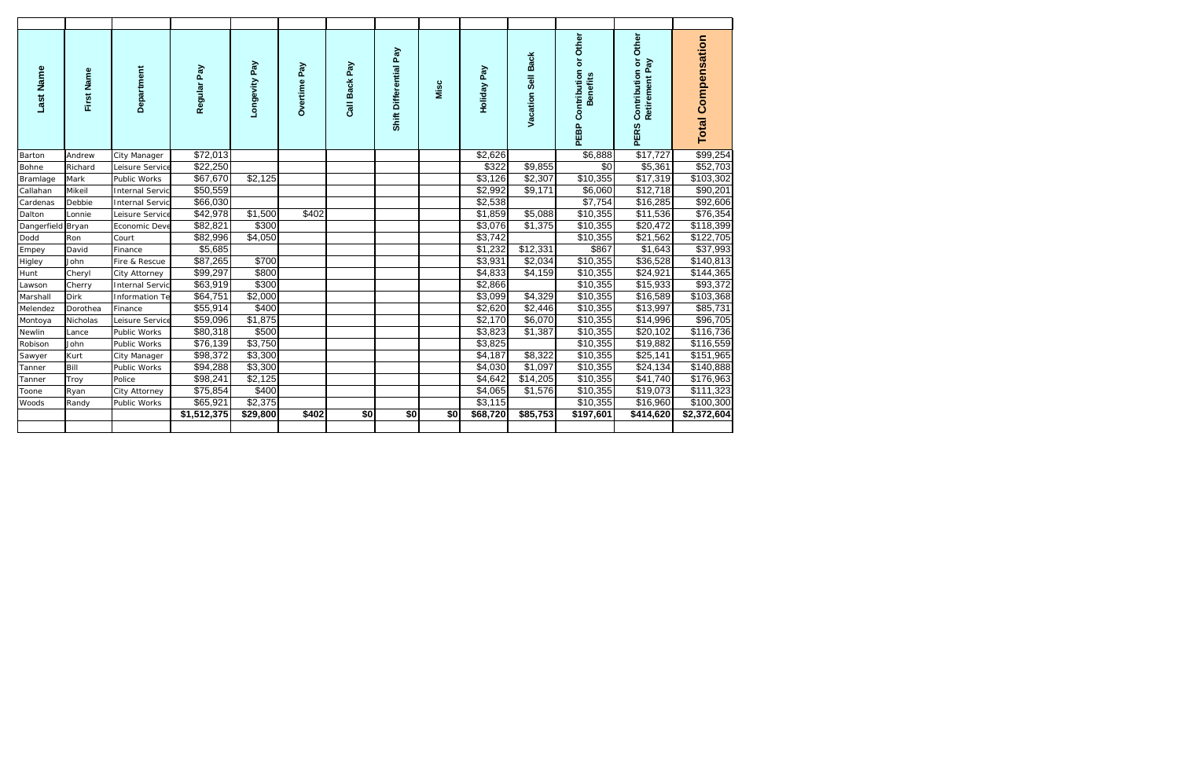| Last Name | First Name | Department | Regular Pay | Longevity Pay | Overtime Pay | Call Back Pay | Shift Differential Pay | Misc | Holiday Pay | Vacation Sell Back | PEBP Contribution or Other Benefits | PERS Contribution or Other Retirement Pay | Total Compensation |
|---|---|---|---|---|---|---|---|---|---|---|---|---|---|
| Barton | Andrew | City Manager | $72,013 | | | | | | $2,626 | | $6,888 | $17,727 | $99,254 |
| Bohne | Richard | Leisure Service | $22,250 | | | | | | $322 | $9,855 | $0 | $5,361 | $52,703 |
| Bramlage | Mark | Public Works | $67,670 | $2,125 | | | | | $3,126 | $2,307 | $10,355 | $17,319 | $103,302 |
| Callahan | Mikeil | Internal Servic | $50,559 | | | | | | $2,992 | $9,171 | $6,060 | $12,718 | $90,201 |
| Cardenas | Debbie | Internal Servic | $66,030 | | | | | | $2,538 | | $7,754 | $16,285 | $92,606 |
| Dalton | Lonnie | Leisure Service | $42,978 | $1,500 | $402 | | | | $1,859 | $5,088 | $10,355 | $11,536 | $76,354 |
| Dangerfield | Bryan | Economic Deve | $82,821 | $300 | | | | | $3,076 | $1,375 | $10,355 | $20,472 | $118,399 |
| Dodd | Ron | Court | $82,996 | $4,050 | | | | | $3,742 | | $10,355 | $21,562 | $122,705 |
| Empey | David | Finance | $5,685 | | | | | | $1,232 | $12,331 | $867 | $1,643 | $37,993 |
| Higley | John | Fire & Rescue | $87,265 | $700 | | | | | $3,931 | $2,034 | $10,355 | $36,528 | $140,813 |
| Hunt | Cheryl | City Attorney | $99,297 | $800 | | | | | $4,833 | $4,159 | $10,355 | $24,921 | $144,365 |
| Lawson | Cherry | Internal Servic | $63,919 | $300 | | | | | $2,866 | | $10,355 | $15,933 | $93,372 |
| Marshall | Dirk | Information Te | $64,751 | $2,000 | | | | | $3,099 | $4,329 | $10,355 | $16,589 | $103,368 |
| Melendez | Dorothea | Finance | $55,914 | $400 | | | | | $2,620 | $2,446 | $10,355 | $13,997 | $85,731 |
| Montoya | Nicholas | Leisure Service | $59,096 | $1,875 | | | | | $2,170 | $6,070 | $10,355 | $14,996 | $96,705 |
| Newlin | Lance | Public Works | $80,318 | $500 | | | | | $3,823 | $1,387 | $10,355 | $20,102 | $116,736 |
| Robison | John | Public Works | $76,139 | $3,750 | | | | | $3,825 | | $10,355 | $19,882 | $116,559 |
| Sawyer | Kurt | City Manager | $98,372 | $3,300 | | | | | $4,187 | $8,322 | $10,355 | $25,141 | $151,965 |
| Tanner | Bill | Public Works | $94,288 | $3,300 | | | | | $4,030 | $1,097 | $10,355 | $24,134 | $140,888 |
| Tanner | Troy | Police | $98,241 | $2,125 | | | | | $4,642 | $14,205 | $10,355 | $41,740 | $176,963 |
| Toone | Ryan | City Attorney | $75,854 | $400 | | | | | $4,065 | $1,576 | $10,355 | $19,073 | $111,323 |
| Woods | Randy | Public Works | $65,921 | $2,375 | | | | | $3,115 | | $10,355 | $16,960 | $100,300 |
| | | | **$1,512,375** | **$29,800** | **$402** | **$0** | **$0** | **$0** | **$68,720** | **$85,753** | **$197,601** | **$414,620** | **$2,372,604** |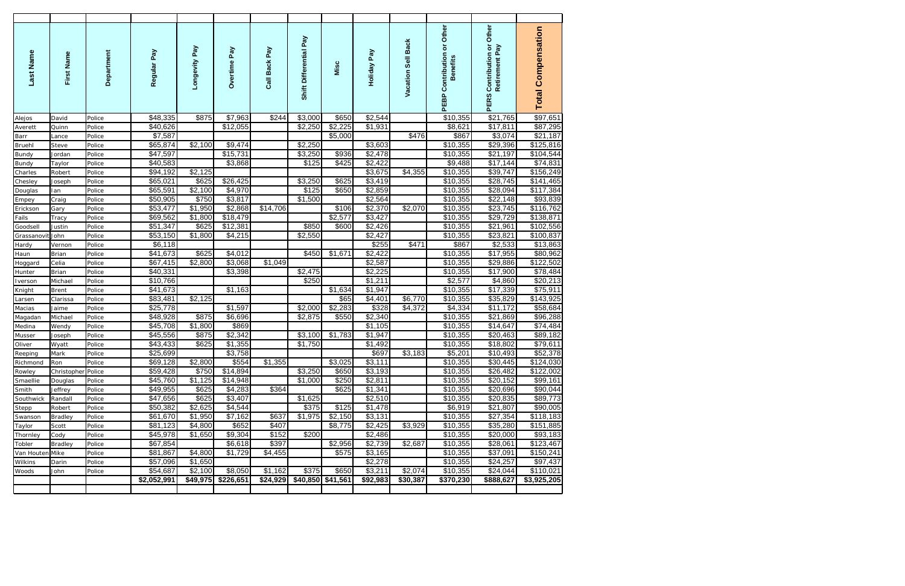| Last Name | First Name | Department | Regular Pay | Longevity Pay | Overtime Pay | Call Back Pay | Shift Differential Pay | Misc | Holiday Pay | Vacation Sell Back | PEBP Contribution or Other Benefits | PERS Contribution or Other Retirement Pay | Total Compensation |
|---|---|---|---|---|---|---|---|---|---|---|---|---|---|
| Alejos | David | Police | $48,335 | $875 | $7,963 | $244 | $3,000 | $650 | $2,544 | | $10,355 | $21,765 | $97,651 |
| Averett | Quinn | Police | $40,626 | | $12,055 | | $2,250 | $2,225 | $1,931 | | $8,621 | $17,811 | $87,295 |
| Barr | Lance | Police | $7,587 | | | | | $5,000 | | $476 | $867 | $3,074 | $21,187 |
| Bruehl | Steve | Police | $65,874 | $2,100 | $9,474 | | $2,250 | | $3,603 | | $10,355 | $29,396 | $125,816 |
| Bundy | Jordan | Police | $47,597 | | $15,731 | | $3,250 | $936 | $2,478 | | $10,355 | $21,197 | $104,544 |
| Bundy | Taylor | Police | $40,583 | | $3,868 | | $125 | $425 | $2,422 | | $9,488 | $17,144 | $74,831 |
| Charles | Robert | Police | $94,192 | $2,125 | | | | | $3,675 | $4,355 | $10,355 | $39,747 | $156,249 |
| Chesley | Joseph | Police | $65,021 | $625 | $26,425 | | $3,250 | $625 | $3,419 | | $10,355 | $28,745 | $141,465 |
| Douglas | Ian | Police | $65,591 | $2,100 | $4,970 | | $125 | $650 | $2,859 | | $10,355 | $28,094 | $117,384 |
| Empey | Craig | Police | $50,905 | $750 | $3,817 | | $1,500 | | $2,564 | | $10,355 | $22,148 | $93,839 |
| Erickson | Gary | Police | $53,477 | $1,950 | $2,868 | $14,706 | | $106 | $2,370 | $2,070 | $10,355 | $23,745 | $116,762 |
| Fails | Tracy | Police | $69,562 | $1,800 | $18,479 | | | $2,577 | $3,427 | | $10,355 | $29,729 | $138,871 |
| Goodsell | Justin | Police | $51,347 | $625 | $12,381 | | $850 | $600 | $2,426 | | $10,355 | $21,961 | $102,556 |
| Grassanovit | John | Police | $53,150 | $1,800 | $4,215 | | $2,550 | | $2,427 | | $10,355 | $23,821 | $100,837 |
| Hardy | Vernon | Police | $6,118 | | | | | | $255 | $471 | $867 | $2,533 | $13,863 |
| Haun | Brian | Police | $41,673 | $625 | $4,012 | | $450 | $1,671 | $2,422 | | $10,355 | $17,955 | $80,962 |
| Hoggard | Celia | Police | $67,415 | $2,800 | $3,068 | $1,049 | | | $2,587 | | $10,355 | $29,886 | $122,502 |
| Hunter | Brian | Police | $40,331 | | $3,398 | | $2,475 | | $2,225 | | $10,355 | $17,900 | $78,484 |
| Iverson | Michael | Police | $10,766 | | | | $250 | | $1,211 | | $2,577 | $4,860 | $20,213 |
| Knight | Brent | Police | $41,673 | | $1,163 | | | $1,634 | $1,947 | | $10,355 | $17,339 | $75,911 |
| Larsen | Clarissa | Police | $83,481 | $2,125 | | | | $65 | $4,401 | $6,770 | $10,355 | $35,829 | $143,925 |
| Macias | Jaime | Police | $25,778 | | $1,597 | | $2,000 | $2,283 | $328 | $4,372 | $4,334 | $11,172 | $58,684 |
| Magadan | Michael | Police | $48,928 | $875 | $6,696 | | $2,875 | $550 | $2,340 | | $10,355 | $21,869 | $96,288 |
| Medina | Wendy | Police | $45,708 | $1,800 | $869 | | | | $1,105 | | $10,355 | $14,647 | $74,484 |
| Musser | Joseph | Police | $45,556 | $875 | $2,342 | | $3,100 | $1,783 | $1,947 | | $10,355 | $20,463 | $89,182 |
| Oliver | Wyatt | Police | $43,433 | $625 | $1,355 | | $1,750 | | $1,492 | | $10,355 | $18,802 | $79,611 |
| Reeping | Mark | Police | $25,699 | | $3,758 | | | | $697 | $3,183 | $5,201 | $10,493 | $52,378 |
| Richmond | Ron | Police | $69,128 | $2,800 | $554 | $1,355 | | $3,025 | $3,111 | | $10,355 | $30,445 | $124,030 |
| Rowley | Christopher | Police | $59,428 | $750 | $14,894 | | $3,250 | $650 | $3,193 | | $10,355 | $26,482 | $122,002 |
| Smaellie | Douglas | Police | $45,760 | $1,125 | $14,948 | | $1,000 | $250 | $2,811 | | $10,355 | $20,152 | $99,161 |
| Smith | Jeffrey | Police | $49,955 | $625 | $4,283 | $364 | | $625 | $1,341 | | $10,355 | $20,696 | $90,044 |
| Southwick | Randall | Police | $47,656 | $625 | $3,407 | | $1,625 | | $2,510 | | $10,355 | $20,835 | $89,773 |
| Stepp | Robert | Police | $50,382 | $2,625 | $4,544 | | $375 | $125 | $1,478 | | $6,919 | $21,807 | $90,005 |
| Swanson | Bradley | Police | $61,670 | $1,950 | $7,162 | $637 | $1,975 | $2,150 | $3,131 | | $10,355 | $27,354 | $118,183 |
| Taylor | Scott | Police | $81,123 | $4,800 | $652 | $407 | | $8,775 | $2,425 | $3,929 | $10,355 | $35,280 | $151,885 |
| Thornley | Cody | Police | $45,978 | $1,650 | $9,304 | $152 | $200 | | $2,486 | | $10,355 | $20,000 | $93,183 |
| Tobler | Bradley | Police | $67,854 | | $6,618 | $397 | | $2,956 | $2,739 | $2,687 | $10,355 | $28,061 | $123,467 |
| Van Houten | Mike | Police | $81,867 | $4,800 | $1,729 | $4,455 | | $575 | $3,165 | | $10,355 | $37,091 | $150,241 |
| Wilkins | Darin | Police | $57,096 | $1,650 | | | | | $2,278 | | $10,355 | $24,257 | $97,437 |
| Woods | John | Police | $54,687 | $2,100 | $8,050 | $1,162 | $375 | $650 | $3,211 | $2,074 | $10,355 | $24,044 | $110,021 |
| | | | **$2,052,991** | **$49,975** | **$226,651** | **$24,929** | **$40,850** | **$41,561** | **$92,983** | **$30,387** | **$370,230** | **$888,627** | **$3,925,205** |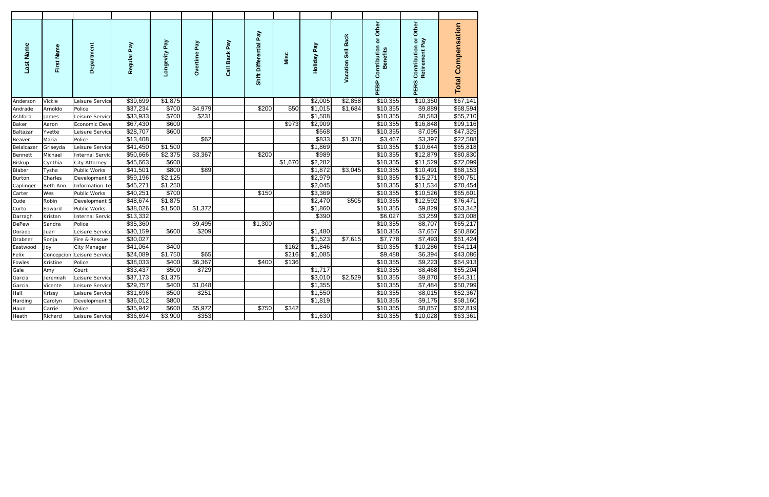| Last Name | First Name | Department | Regular Pay | Longevity Pay | Overtime Pay | Call Back Pay | Shift Differential Pay | Misc | Holiday Pay | Vacation Sell Back | PEBP Contribution or Other Benefits | PERS Contribution or Other Retirement Pay | Total Compensation |
|---|---|---|---|---|---|---|---|---|---|---|---|---|---|
| Anderson | Vickie | Leisure Service | $39,699 | $1,875 | | | | | $2,005 | $2,858 | $10,355 | $10,350 | $67,141 |
| Andrade | Arnoldo | Police | $37,234 | $700 | $4,979 | | $200 | $50 | $1,015 | $1,684 | $10,355 | $9,889 | $68,594 |
| Ashford | James | Leisure Service | $33,933 | $700 | $231 | | | | $1,508 | | $10,355 | $8,583 | $55,710 |
| Baker | Aaron | Economic Deve | $67,430 | $600 | | | | $973 | $2,909 | | $10,355 | $16,848 | $99,116 |
| Baltazar | Yvette | Leisure Service | $28,707 | $600 | | | | | $568 | | $10,355 | $7,095 | $47,325 |
| Beaver | Maria | Police | $13,408 | | $62 | | | | $833 | $1,378 | $3,467 | $3,397 | $22,588 |
| Belalcazar | Griseyda | Leisure Service | $41,450 | $1,500 | | | | | $1,869 | | $10,355 | $10,644 | $65,818 |
| Bennett | Michael | Internal Servic | $50,666 | $2,375 | $3,367 | | $200 | | $989 | | $10,355 | $12,879 | $80,830 |
| Biskup | Cynthia | City Attorney | $45,663 | $600 | | | | $1,670 | $2,282 | | $10,355 | $11,529 | $72,099 |
| Blaber | Tysha | Public Works | $41,501 | $800 | $89 | | | | $1,872 | $3,045 | $10,355 | $10,491 | $68,153 |
| Burton | Charles | Development S | $59,196 | $2,125 | | | | | $2,979 | | $10,355 | $15,271 | $90,751 |
| Caplinger | Beth Ann | Information Te | $45,271 | $1,250 | | | | | $2,045 | | $10,355 | $11,534 | $70,454 |
| Carter | Wes | Public Works | $40,251 | $700 | | | $150 | | $3,369 | | $10,355 | $10,526 | $65,601 |
| Cude | Robin | Development S | $48,674 | $1,875 | | | | | $2,470 | $505 | $10,355 | $12,592 | $76,471 |
| Curto | Edward | Public Works | $38,026 | $1,500 | $1,372 | | | | $1,860 | | $10,355 | $9,829 | $63,342 |
| Darragh | Kristan | Internal Servic | $13,332 | | | | | | $390 | | $6,027 | $3,259 | $23,008 |
| DePew | Sandra | Police | $35,360 | | $9,495 | | $1,300 | | | | $10,355 | $8,707 | $65,217 |
| Dorado | Juan | Leisure Service | $30,159 | $600 | $209 | | | | $1,480 | | $10,355 | $7,657 | $50,860 |
| Drabner | Sonja | Fire & Rescue | $30,027 | | | | | | $1,523 | $7,615 | $7,778 | $7,493 | $61,424 |
| Eastwood | Joy | City Manager | $41,064 | $400 | | | | $162 | $1,846 | | $10,355 | $10,286 | $64,114 |
| Felix | Concepcion | Leisure Service | $24,089 | $1,750 | $65 | | | $216 | $1,085 | | $9,488 | $6,394 | $43,086 |
| Fowles | Kristine | Police | $38,033 | $400 | $6,367 | | $400 | $136 | | | $10,355 | $9,223 | $64,913 |
| Gale | Amy | Court | $33,437 | $500 | $729 | | | | $1,717 | | $10,355 | $8,468 | $55,204 |
| Garcia | Jeremiah | Leisure Service | $37,173 | $1,375 | | | | | $3,010 | $2,529 | $10,355 | $9,870 | $64,311 |
| Garcia | Vicente | Leisure Service | $29,757 | $400 | $1,048 | | | | $1,355 | | $10,355 | $7,484 | $50,799 |
| Hall | Krissy | Leisure Service | $31,696 | $500 | $251 | | | | $1,550 | | $10,355 | $8,015 | $52,367 |
| Harding | Carolyn | Development S | $36,012 | $800 | | | | | $1,819 | | $10,355 | $9,175 | $58,160 |
| Haun | Carrie | Police | $35,942 | $600 | $5,972 | | $750 | $342 | | | $10,355 | $8,857 | $62,819 |
| Heath | Richard | Leisure Service | $36,694 | $3,900 | $353 | | | | $1,630 | | $10,355 | $10,028 | $63,361 |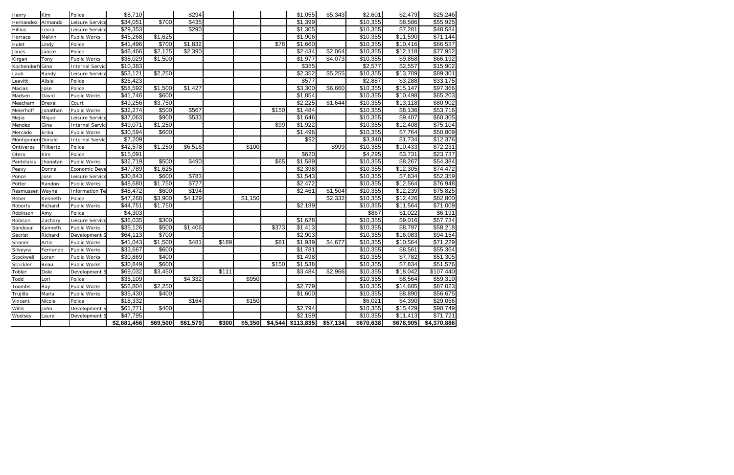| | | | | | | | | | | | | | |
|---|---|---|---|---|---|---|---|---|---|---|---|---|---|
| Henry | Kim | Police | $8,710 | | $294 | | | | $1,055 | $5,343 | $2,601 | $2,479 | $25,246 |
| Hernandez | Armando | Leisure Service | $34,051 | $700 | $435 | | | | $1,399 | | $10,355 | $8,586 | $55,925 |
| Hillius | Leora | Leisure Service | $29,353 | | $290 | | | | $1,305 | | $10,355 | $7,281 | $48,584 |
| Horrace | Melvin | Public Works | $45,268 | $1,625 | | | | | $1,906 | | $10,355 | $11,590 | $71,144 |
| Hulet | Lindy | Police | $41,496 | $700 | $1,832 | | | $78 | $1,660 | | $10,355 | $10,416 | $66,537 |
| Jones | Janice | Police | $46,466 | $2,125 | $2,390 | | | | $2,434 | $2,064 | $10,355 | $12,118 | $77,952 |
| Kirgan | Tony | Public Works | $38,029 | $1,500 | | | | | $1,977 | $4,073 | $10,355 | $9,858 | $66,192 |
| Kochendorfe | Gina | Internal Servic | $10,383 | | | | | | $385 | | $2,577 | $2,557 | $15,902 |
| Laub | Randy | Leisure Service | $53,121 | $2,250 | | | | | $2,352 | $5,255 | $10,355 | $13,709 | $89,301 |
| Leavitt | Alisia | Police | $26,423 | | | | | | $577 | | $2,887 | $3,288 | $33,175 |
| Macias | Jose | Police | $58,592 | $1,500 | $1,427 | | | | $3,300 | $6,660 | $10,355 | $15,147 | $97,366 |
| Madsen | David | Public Works | $41,746 | $600 | | | | | $1,854 | | $10,355 | $10,498 | $65,203 |
| Meacham | Drexel | Court | $49,256 | $3,750 | | | | | $2,225 | $1,644 | $10,355 | $13,118 | $80,902 |
| Meierhoff | Jonathan | Public Works | $32,274 | $500 | $567 | | | $150 | $1,484 | | $10,355 | $8,136 | $53,716 |
| Mejia | Miguel | Leisure Service | $37,063 | $900 | $533 | | | | $1,646 | | $10,355 | $9,407 | $60,305 |
| Mendez | Gina | Internal Servic | $49,071 | $1,250 | | | | $99 | $1,922 | | $10,355 | $12,408 | $75,104 |
| Mercado | Erika | Public Works | $30,594 | $600 | | | | | $1,496 | | $10,355 | $7,764 | $50,809 |
| Montgomery | Donald | Internal Servic | $7,209 | | | | | | $92 | | $3,340 | $1,734 | $12,376 |
| Ontiveros | Filiberto | Police | $42,578 | $1,250 | $6,516 | | $100 | | | $999 | $10,355 | $10,433 | $72,231 |
| Otero | Kim | Police | $15,091 | | | | | | $620 | | $4,295 | $3,731 | $23,737 |
| Pantelakis | Jhonatan | Public Works | $32,719 | $500 | $490 | | | $65 | $1,589 | | $10,355 | $8,267 | $54,384 |
| Peavy | Donna | Economic Deve | $47,789 | $1,625 | | | | | $2,398 | | $10,355 | $12,305 | $74,472 |
| Ponce | Jose | Leisure Service | $30,843 | $600 | $783 | | | | $1,543 | | $10,355 | $7,834 | $52,359 |
| Potter | Randon | Public Works | $48,680 | $1,750 | $727 | | | | $2,472 | | $10,355 | $12,564 | $76,948 |
| Rasmussen | Wayne | Information Te | $48,472 | $600 | $194 | | | | $2,461 | $1,504 | $10,355 | $12,239 | $75,825 |
| Reber | Kenneth | Police | $47,268 | $3,900 | $4,129 | | $1,150 | | | $2,332 | $10,355 | $12,426 | $82,800 |
| Roberts | Richard | Public Works | $44,751 | $1,750 | | | | | $2,189 | | $10,355 | $11,564 | $71,009 |
| Robinson | Amy | Police | $4,303 | | | | | | | | $867 | $1,022 | $6,191 |
| Robison | Zachary | Leisure Service | $36,035 | $300 | | | | | $1,628 | | $10,355 | $9,016 | $57,734 |
| Sandoval | Kenneth | Public Works | $35,126 | $500 | $1,406 | | | $373 | $1,413 | | $10,355 | $8,797 | $58,218 |
| Secrist | Richard | Development S | $64,113 | $700 | | | | | $2,903 | | $10,355 | $16,083 | $94,154 |
| Shaner | Artie | Public Works | $41,043 | $1,500 | $481 | $189 | | $81 | $1,939 | $4,677 | $10,355 | $10,564 | $71,229 |
| Silveyra | Fernando | Public Works | $33,667 | $600 | | | | | $1,781 | | $10,355 | $8,561 | $55,364 |
| Stockwell | Loran | Public Works | $30,869 | $400 | | | | | $1,498 | | $10,355 | $7,782 | $51,305 |
| Strickler | Beau | Public Works | $30,849 | $600 | | | | $150 | $1,538 | | $10,355 | $7,834 | $51,576 |
| Tobler | Dale | Development S | $69,032 | $3,450 | | $111 | | | $3,484 | $2,966 | $10,355 | $18,042 | $107,440 |
| Todd | Lori | Police | $35,109 | | $4,332 | | $950 | | | | $10,355 | $8,564 | $59,310 |
| Toombs | Ray | Public Works | $56,804 | $2,250 | | | | | $2,779 | | $10,355 | $14,685 | $87,023 |
| Trujillo | Maria | Public Works | $35,430 | $400 | | | | | $1,600 | | $10,355 | $8,890 | $56,675 |
| Vincent | Nicole | Police | $18,332 | | $164 | | $150 | | | | $6,021 | $4,390 | $29,056 |
| Willis | John | Development S | $61,771 | $400 | | | | | $2,794 | | $10,355 | $15,429 | $90,749 |
| Woolsey | Laura | Development S | $47,795 | | | | | | $2,159 | | $10,355 | $11,413 | $71,721 |
| | | | **$2,681,456** | **$69,500** | **$61,579** | **$300** | **$5,350** | **$4,544** | **$113,835** | **$57,134** | **$670,638** | **$678,905** | **$4,370,886** |